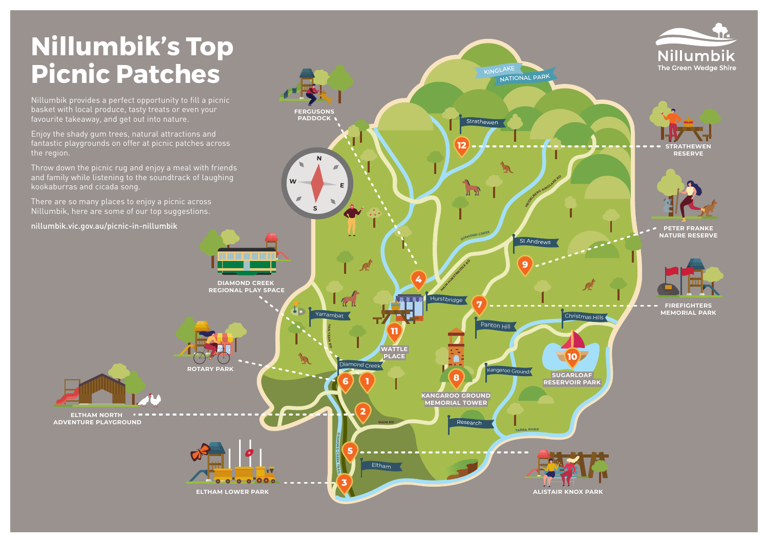# Nillumbik's Top Picnic Patches

Nillumbik provides a perfect opportunity to fill a picnic basket with local produce, tasty treats or even your favourite takeaway, and get out into nature.

Enjoy the shady gum trees, natural attractions and fantastic playgrounds on offer at picnic patches across the region.

Throw down the picnic rug and enjoy a meal with friends and family while listening to the soundtrack of laughing kookaburras and cicada song.

There are so many places to enjoy a picnic across Nillumbik, here are some of our top suggestions.

nillumbik.vic.gov.au/picnic-in-nillumbik

Nillumbik
The Green Wedge Shire

1. Diamond Creek Regional Play Space
2. Eltham North Adventure Playground
3. Eltham Lower Park
4. Fergusons Paddock
5. Alistair Knox Park
6. Rotary Park
7. Firefighters Memorial Park
8. Kangaroo Ground Memorial Tower
9. Peter Franke Nature Reserve
10. Sugarloaf Reservoir Park
11. Wattle Place
12. Strathewen Reserve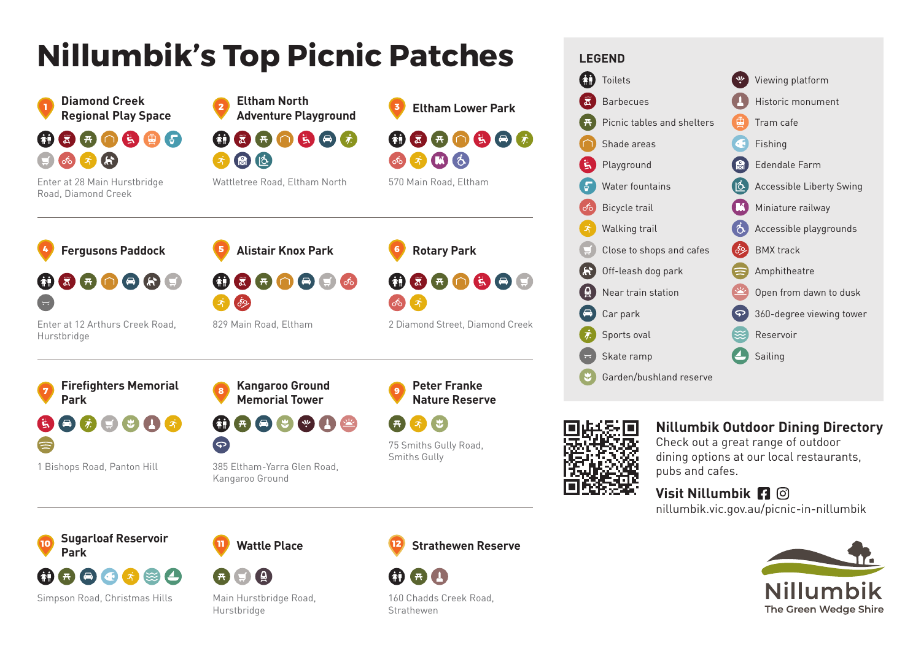# Nillumbik's Top Picnic Patches

## 1 Diamond Creek Regional Play Space

Enter at 28 Main Hurstbridge Road, Diamond Creek

## 2 Eltham North Adventure Playground

Wattletree Road, Eltham North

## 3 Eltham Lower Park

570 Main Road, Eltham

## 4 Fergusons Paddock

Enter at 12 Arthurs Creek Road, Hurstbridge

## 5 Alistair Knox Park

829 Main Road, Eltham

## 6 Rotary Park

2 Diamond Street, Diamond Creek

## 7 Firefighters Memorial Park

1 Bishops Road, Panton Hill

## 8 Kangaroo Ground Memorial Tower

385 Eltham-Yarra Glen Road, Kangaroo Ground

## 9 Peter Franke Nature Reserve

75 Smiths Gully Road, Smiths Gully

## 10 Sugarloaf Reservoir Park

Simpson Road, Christmas Hills

## 11 Wattle Place

Main Hurstbridge Road, Hurstbridge

## 12 Strathewen Reserve

160 Chadds Creek Road, Strathewen

## LEGEND

- Toilets
- Barbecues
- Picnic tables and shelters
- Shade areas
- Playground
- Water fountains
- Bicycle trail
- Walking trail
- Close to shops and cafes
- Off-leash dog park
- Near train station
- Car park
- Sports oval
- Skate ramp
- Garden/bushland reserve
- Viewing platform
- Historic monument
- Tram cafe
- Fishing
- Edendale Farm
- Accessible Liberty Swing
- Miniature railway
- Accessible playgrounds
- BMX track
- Amphitheatre
- Open from dawn to dusk
- 360-degree viewing tower
- Reservoir
- Sailing

## Nillumbik Outdoor Dining Directory

Check out a great range of outdoor dining options at our local restaurants, pubs and cafes.

**Visit Nillumbik**

nillumbik.vic.gov.au/picnic-in-nillumbik

Nillumbik
The Green Wedge Shire